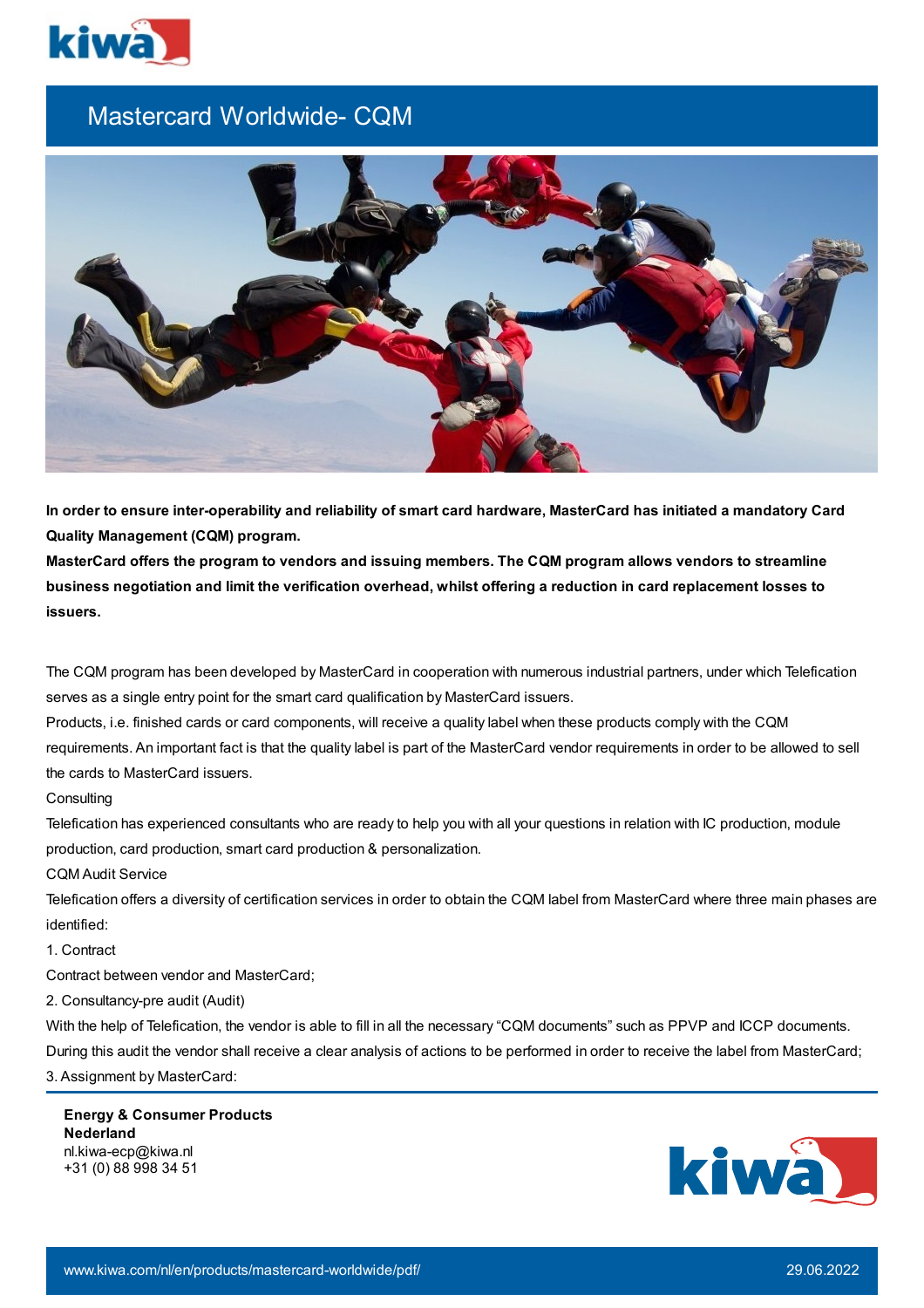# Mastercard Worldwide- CQM

**In order to ensure inter-operability and reliability of smart card hardware, MasterCard has initiated a mandatory Card Quality Management (CQM) program.**
**MasterCard offers the program to vendors and issuing members. The CQM program allows vendors to streamline business negotiation and limit the verification overhead, whilst offering a reduction in card replacement losses to issuers.**

The CQM program has been developed by MasterCard in cooperation with numerous industrial partners, under which Telefication serves as a single entry point for the smart card qualification by MasterCard issuers.
Products, i.e. finished cards or card components, will receive a quality label when these products comply with the CQM requirements. An important fact is that the quality label is part of the MasterCard vendor requirements in order to be allowed to sell the cards to MasterCard issuers.
Consulting
Telefication has experienced consultants who are ready to help you with all your questions in relation with IC production, module production, card production, smart card production & personalization.
CQM Audit Service
Telefication offers a diversity of certification services in order to obtain the CQM label from MasterCard where three main phases are identified:
1. Contract
Contract between vendor and MasterCard;
2. Consultancy-pre audit (Audit)
With the help of Telefication, the vendor is able to fill in all the necessary "CQM documents" such as PPVP and ICCP documents. During this audit the vendor shall receive a clear analysis of actions to be performed in order to receive the label from MasterCard;
3. Assignment by MasterCard:

**Energy & Consumer Products**
**Nederland**
nl.kiwa-ecp@kiwa.nl
+31 (0) 88 998 34 51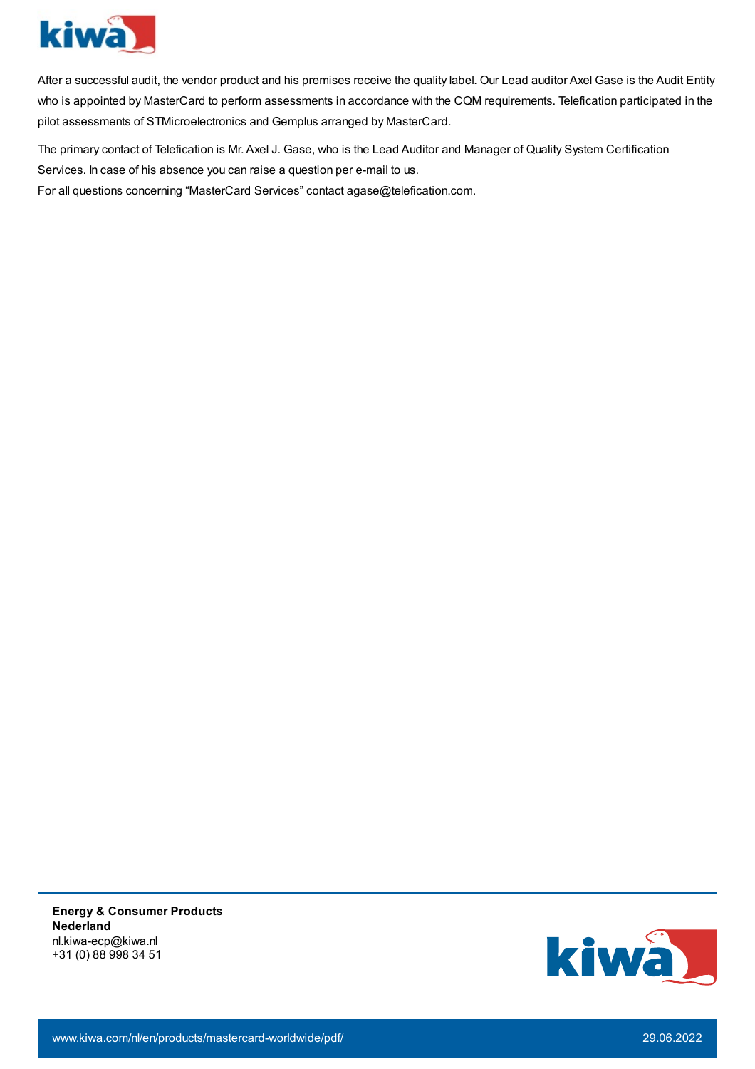After a successful audit, the vendor product and his premises receive the quality label. Our Lead auditor Axel Gase is the Audit Entity who is appointed by MasterCard to perform assessments in accordance with the CQM requirements. Telefication participated in the pilot assessments of STMicroelectronics and Gemplus arranged by MasterCard.

The primary contact of Telefication is Mr. Axel J. Gase, who is the Lead Auditor and Manager of Quality System Certification Services. In case of his absence you can raise a question per e-mail to us.
For all questions concerning “MasterCard Services” contact agase@telefication.com.

**Energy & Consumer Products**
**Nederland**
nl.kiwa-ecp@kiwa.nl
+31 (0) 88 998 34 51

www.kiwa.com/nl/en/products/mastercard-worldwide/pdf/ 29.06.2022